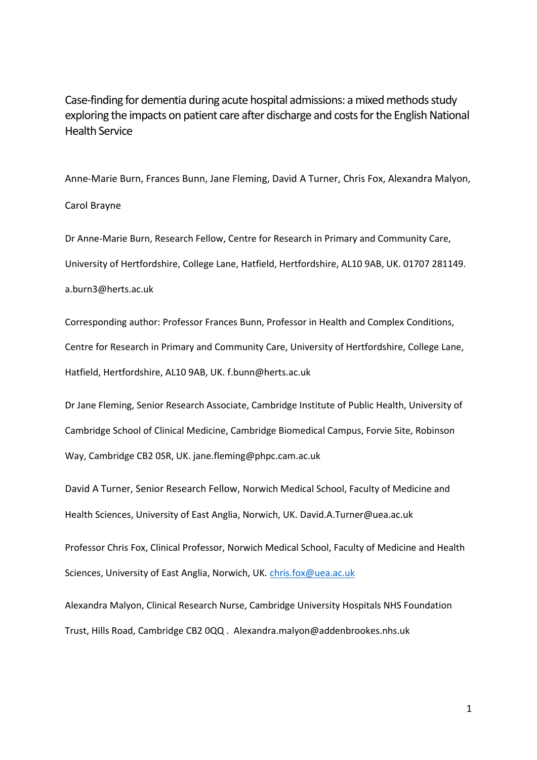# Case-finding for dementia during acute hospital admissions: a mixed methods study exploring the impacts on patient care after discharge and costs for the English National Health Service

Anne-Marie Burn, Frances Bunn, Jane Fleming, David A Turner, Chris Fox, Alexandra Malyon, Carol Brayne

Dr Anne-Marie Burn, Research Fellow, Centre for Research in Primary and Community Care, University of Hertfordshire, College Lane, Hatfield, Hertfordshire, AL10 9AB, UK. 01707 281149. a.burn3@herts.ac.uk

Corresponding author: Professor Frances Bunn, Professor in Health and Complex Conditions, Centre for Research in Primary and Community Care, University of Hertfordshire, College Lane, Hatfield, Hertfordshire, AL10 9AB, UK. f.bunn@herts.ac.uk

Dr Jane Fleming, Senior Research Associate, Cambridge Institute of Public Health, University of Cambridge School of Clinical Medicine, Cambridge Biomedical Campus, Forvie Site, Robinson Way, Cambridge CB2 0SR, UK. jane.fleming@phpc.cam.ac.uk

David A Turner, Senior Research Fellow, Norwich Medical School, Faculty of Medicine and Health Sciences, University of East Anglia, Norwich, UK. David.A.Turner@uea.ac.uk

Professor Chris Fox, Clinical Professor, Norwich Medical School, Faculty of Medicine and Health Sciences, University of East Anglia, Norwich, UK. chris.fox@uea.ac.uk

Alexandra Malyon, Clinical Research Nurse, Cambridge University Hospitals NHS Foundation Trust, Hills Road, Cambridge CB2 0QQ . Alexandra.malyon@addenbrookes.nhs.uk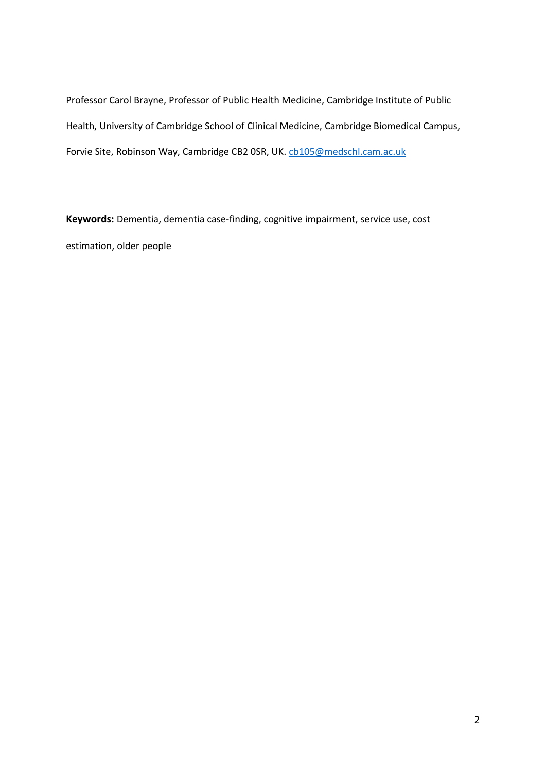Professor Carol Brayne, Professor of Public Health Medicine, Cambridge Institute of Public Health, University of Cambridge School of Clinical Medicine, Cambridge Biomedical Campus, Forvie Site, Robinson Way, Cambridge CB2 0SR, UK. cb105@medschl.cam.ac.uk

**Keywords:** Dementia, dementia case-finding, cognitive impairment, service use, cost estimation, older people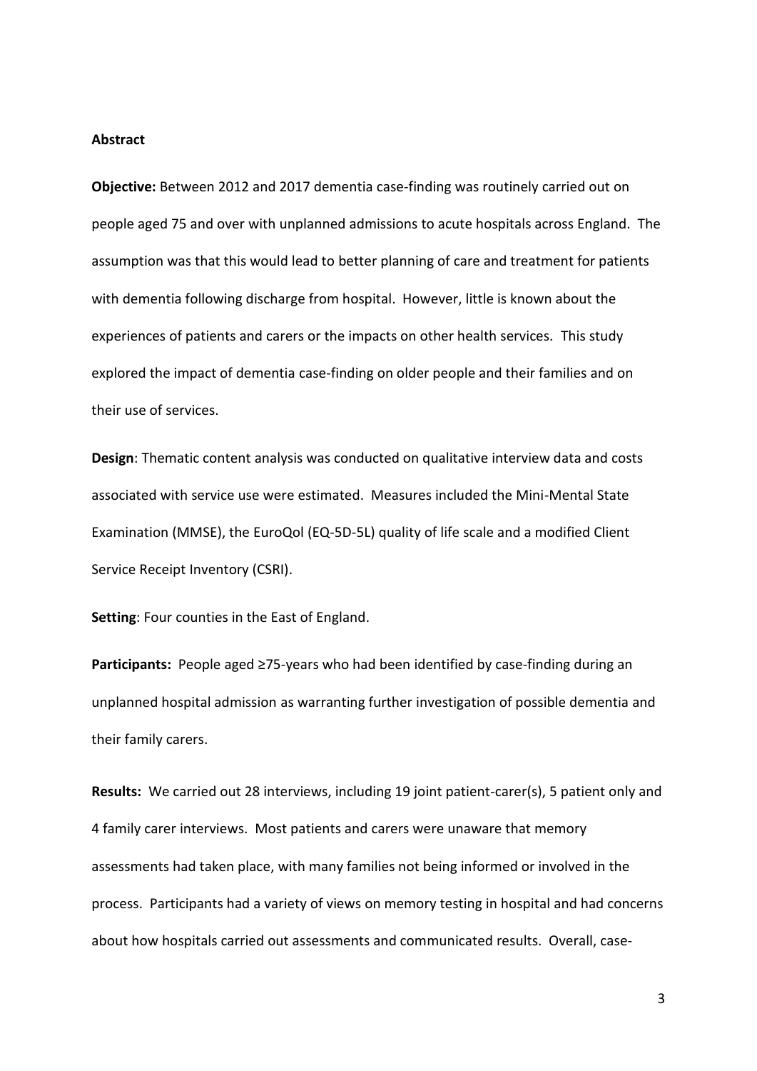**Abstract**

**Objective:** Between 2012 and 2017 dementia case-finding was routinely carried out on people aged 75 and over with unplanned admissions to acute hospitals across England. The assumption was that this would lead to better planning of care and treatment for patients with dementia following discharge from hospital. However, little is known about the experiences of patients and carers or the impacts on other health services. This study explored the impact of dementia case-finding on older people and their families and on their use of services.

**Design**: Thematic content analysis was conducted on qualitative interview data and costs associated with service use were estimated. Measures included the Mini-Mental State Examination (MMSE), the EuroQol (EQ-5D-5L) quality of life scale and a modified Client Service Receipt Inventory (CSRI).

**Setting**: Four counties in the East of England.

**Participants:** People aged ≥75-years who had been identified by case-finding during an unplanned hospital admission as warranting further investigation of possible dementia and their family carers.

**Results:** We carried out 28 interviews, including 19 joint patient-carer(s), 5 patient only and 4 family carer interviews. Most patients and carers were unaware that memory assessments had taken place, with many families not being informed or involved in the process. Participants had a variety of views on memory testing in hospital and had concerns about how hospitals carried out assessments and communicated results. Overall, case-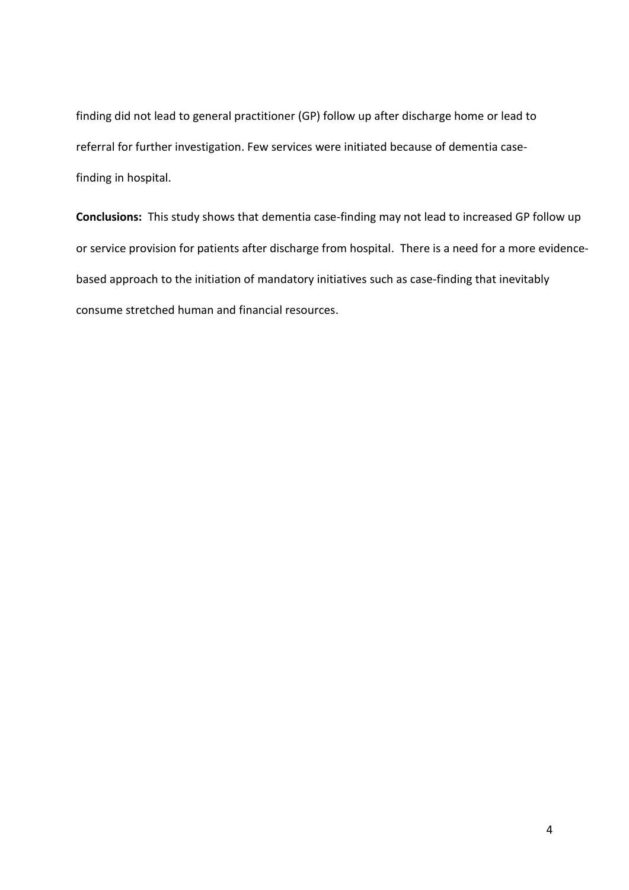finding did not lead to general practitioner (GP) follow up after discharge home or lead to referral for further investigation. Few services were initiated because of dementia case-finding in hospital.

**Conclusions:** This study shows that dementia case-finding may not lead to increased GP follow up or service provision for patients after discharge from hospital. There is a need for a more evidence-based approach to the initiation of mandatory initiatives such as case-finding that inevitably consume stretched human and financial resources.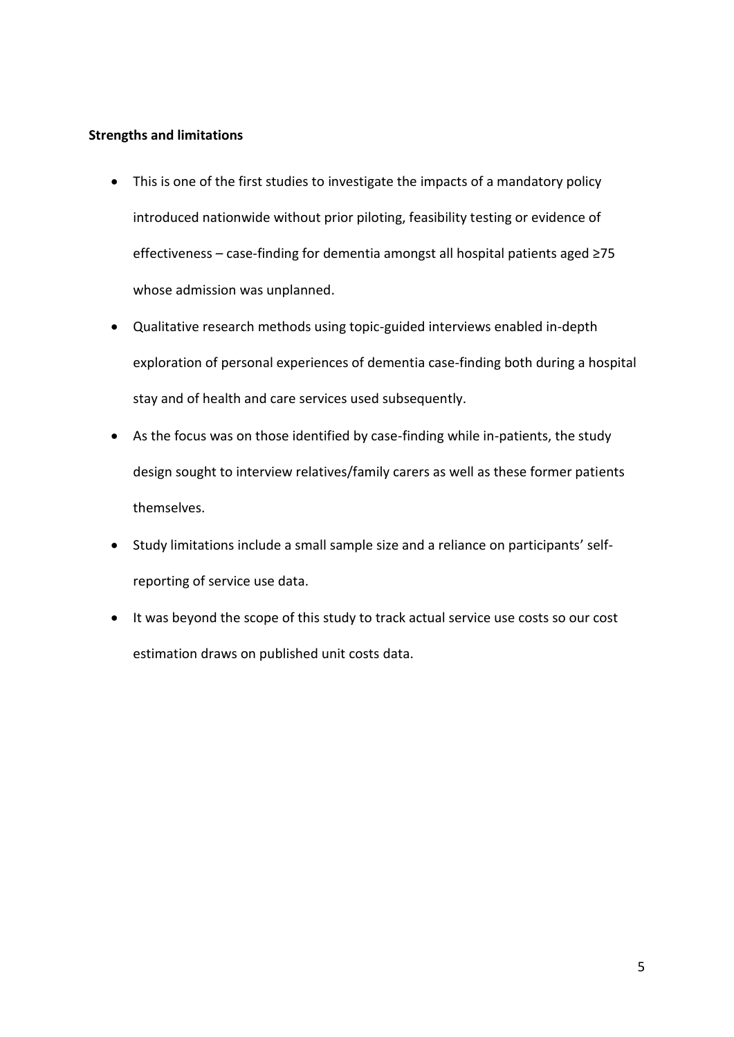**Strengths and limitations**

- This is one of the first studies to investigate the impacts of a mandatory policy introduced nationwide without prior piloting, feasibility testing or evidence of effectiveness – case-finding for dementia amongst all hospital patients aged ≥75 whose admission was unplanned.
- Qualitative research methods using topic-guided interviews enabled in-depth exploration of personal experiences of dementia case-finding both during a hospital stay and of health and care services used subsequently.
- As the focus was on those identified by case-finding while in-patients, the study design sought to interview relatives/family carers as well as these former patients themselves.
- Study limitations include a small sample size and a reliance on participants' self-reporting of service use data.
- It was beyond the scope of this study to track actual service use costs so our cost estimation draws on published unit costs data.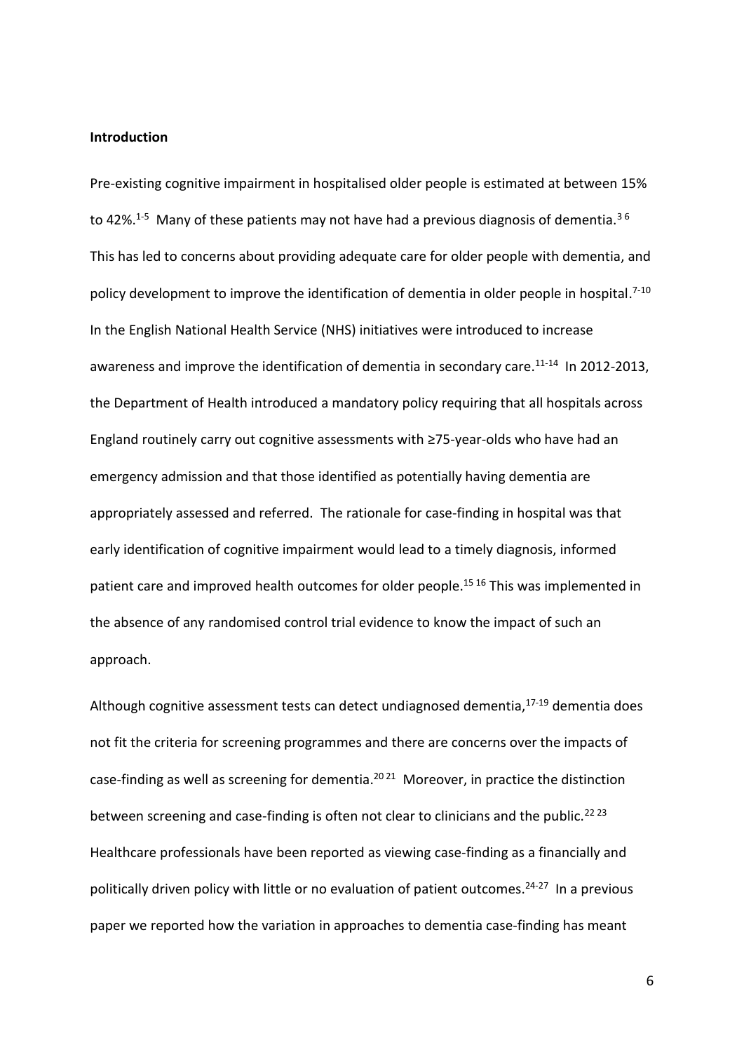## Introduction

Pre-existing cognitive impairment in hospitalised older people is estimated at between 15% to 42%.[1-5] Many of these patients may not have had a previous diagnosis of dementia.[3 6] This has led to concerns about providing adequate care for older people with dementia, and policy development to improve the identification of dementia in older people in hospital.[7-10] In the English National Health Service (NHS) initiatives were introduced to increase awareness and improve the identification of dementia in secondary care.[11-14] In 2012-2013, the Department of Health introduced a mandatory policy requiring that all hospitals across England routinely carry out cognitive assessments with ≥75-year-olds who have had an emergency admission and that those identified as potentially having dementia are appropriately assessed and referred. The rationale for case-finding in hospital was that early identification of cognitive impairment would lead to a timely diagnosis, informed patient care and improved health outcomes for older people.[15 16] This was implemented in the absence of any randomised control trial evidence to know the impact of such an approach.

Although cognitive assessment tests can detect undiagnosed dementia,[17-19] dementia does not fit the criteria for screening programmes and there are concerns over the impacts of case-finding as well as screening for dementia.[20 21] Moreover, in practice the distinction between screening and case-finding is often not clear to clinicians and the public.[22 23] Healthcare professionals have been reported as viewing case-finding as a financially and politically driven policy with little or no evaluation of patient outcomes.[24-27] In a previous paper we reported how the variation in approaches to dementia case-finding has meant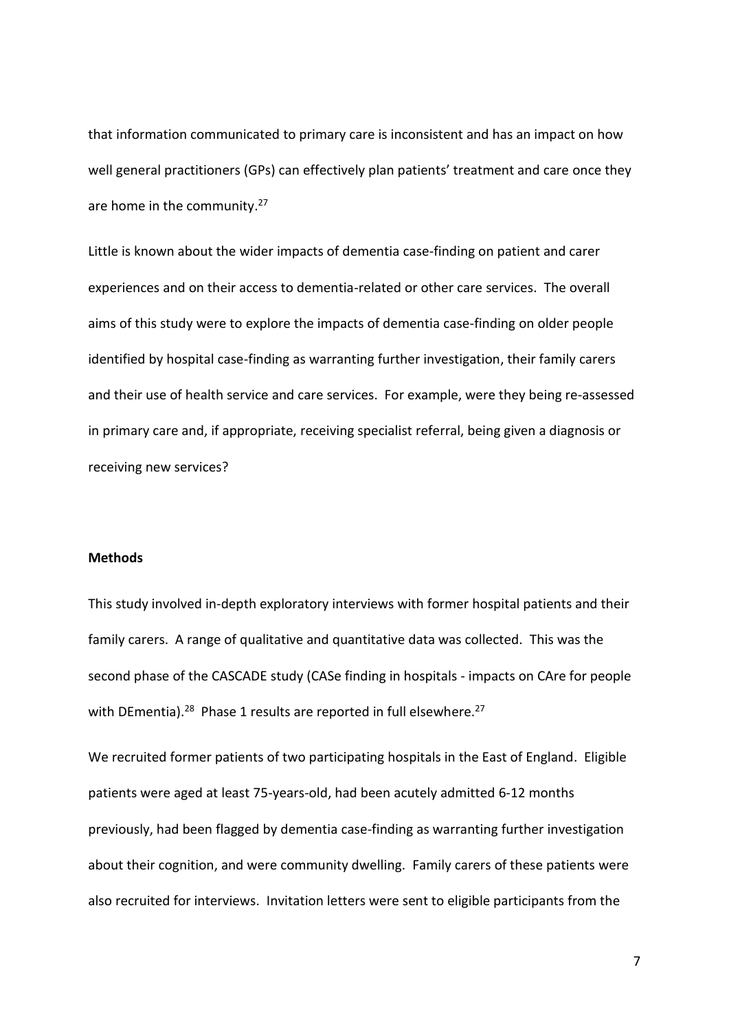that information communicated to primary care is inconsistent and has an impact on how well general practitioners (GPs) can effectively plan patients' treatment and care once they are home in the community.[27]

Little is known about the wider impacts of dementia case-finding on patient and carer experiences and on their access to dementia-related or other care services. The overall aims of this study were to explore the impacts of dementia case-finding on older people identified by hospital case-finding as warranting further investigation, their family carers and their use of health service and care services. For example, were they being re-assessed in primary care and, if appropriate, receiving specialist referral, being given a diagnosis or receiving new services?

**Methods**

This study involved in-depth exploratory interviews with former hospital patients and their family carers. A range of qualitative and quantitative data was collected. This was the second phase of the CASCADE study (CASe finding in hospitals - impacts on CAre for people with DEmentia).[28] Phase 1 results are reported in full elsewhere.[27]

We recruited former patients of two participating hospitals in the East of England. Eligible patients were aged at least 75-years-old, had been acutely admitted 6-12 months previously, had been flagged by dementia case-finding as warranting further investigation about their cognition, and were community dwelling. Family carers of these patients were also recruited for interviews. Invitation letters were sent to eligible participants from the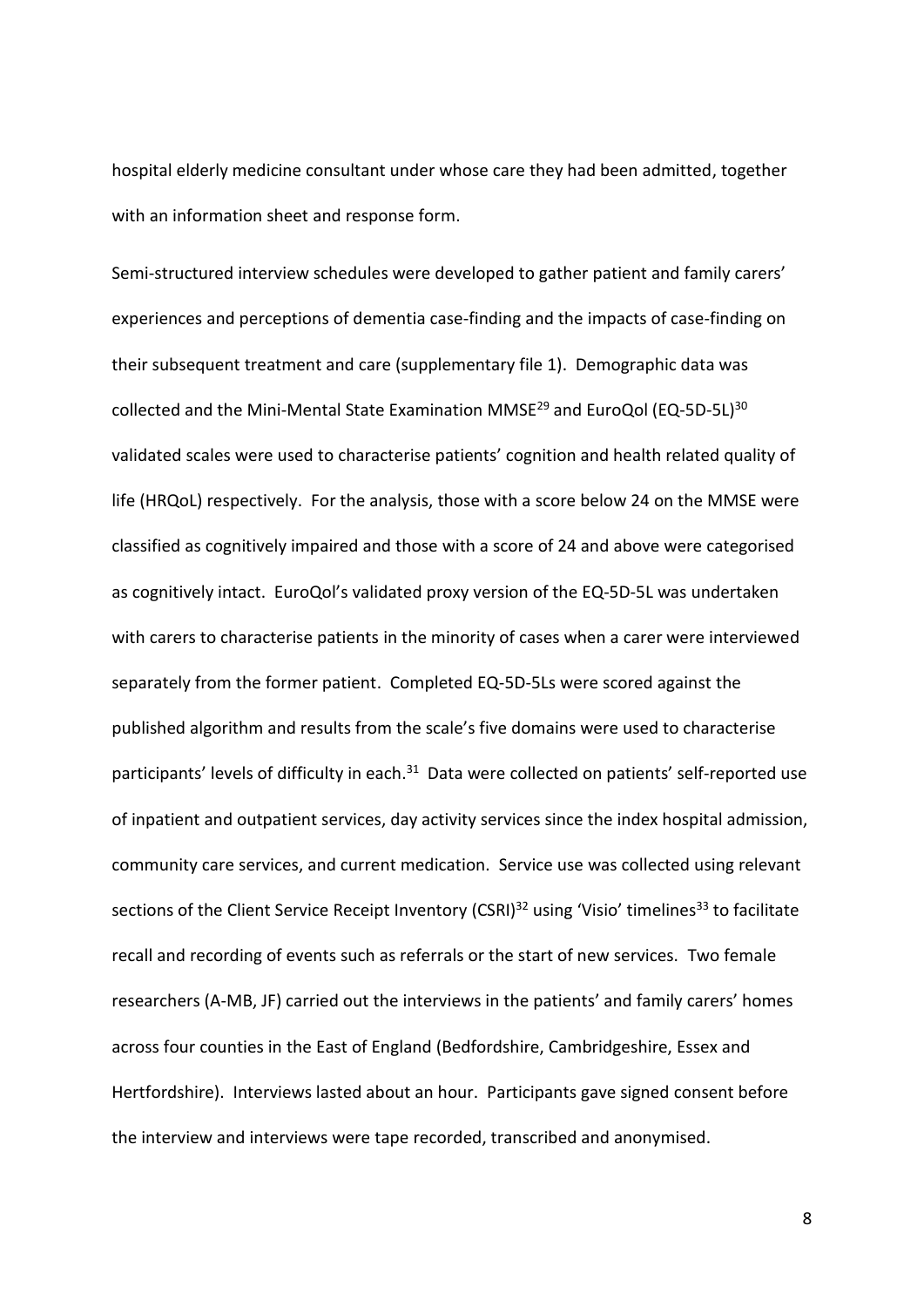hospital elderly medicine consultant under whose care they had been admitted, together with an information sheet and response form.

Semi-structured interview schedules were developed to gather patient and family carers' experiences and perceptions of dementia case-finding and the impacts of case-finding on their subsequent treatment and care (supplementary file 1). Demographic data was collected and the Mini-Mental State Examination MMSE[29] and EuroQol (EQ-5D-5L)[30] validated scales were used to characterise patients' cognition and health related quality of life (HRQoL) respectively. For the analysis, those with a score below 24 on the MMSE were classified as cognitively impaired and those with a score of 24 and above were categorised as cognitively intact. EuroQol's validated proxy version of the EQ-5D-5L was undertaken with carers to characterise patients in the minority of cases when a carer were interviewed separately from the former patient. Completed EQ-5D-5Ls were scored against the published algorithm and results from the scale's five domains were used to characterise participants' levels of difficulty in each.[31] Data were collected on patients' self-reported use of inpatient and outpatient services, day activity services since the index hospital admission, community care services, and current medication. Service use was collected using relevant sections of the Client Service Receipt Inventory (CSRI)[32] using 'Visio' timelines[33] to facilitate recall and recording of events such as referrals or the start of new services. Two female researchers (A-MB, JF) carried out the interviews in the patients' and family carers' homes across four counties in the East of England (Bedfordshire, Cambridgeshire, Essex and Hertfordshire). Interviews lasted about an hour. Participants gave signed consent before the interview and interviews were tape recorded, transcribed and anonymised.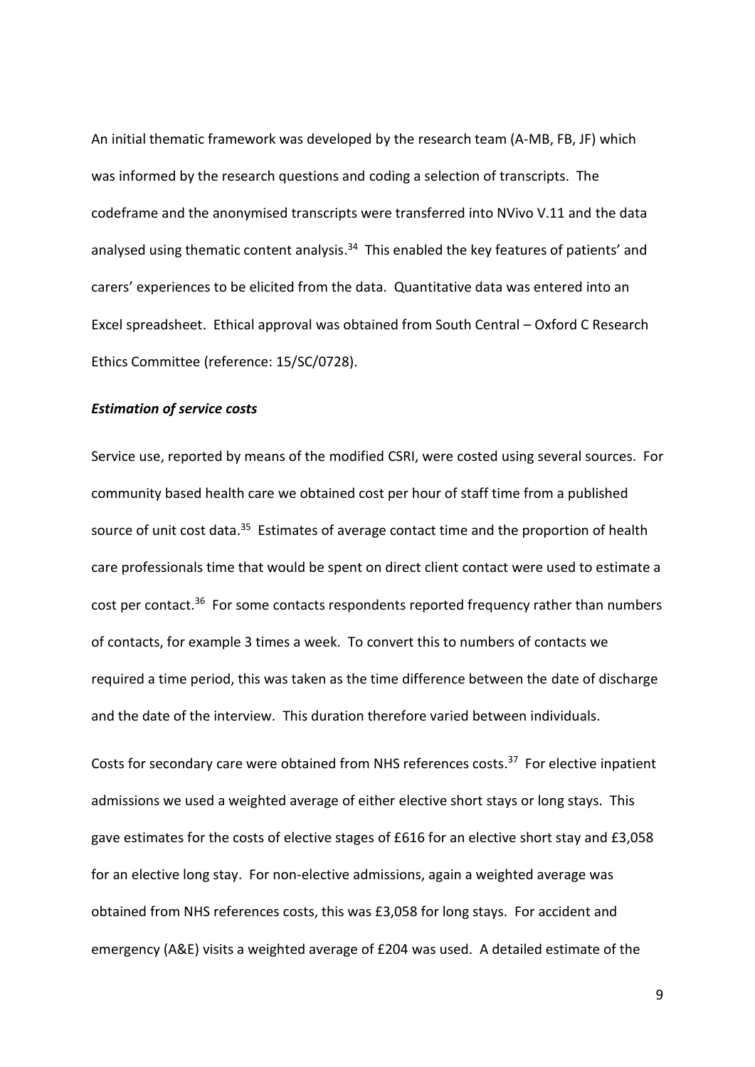An initial thematic framework was developed by the research team (A-MB, FB, JF) which was informed by the research questions and coding a selection of transcripts. The codeframe and the anonymised transcripts were transferred into NVivo V.11 and the data analysed using thematic content analysis.[34] This enabled the key features of patients' and carers' experiences to be elicited from the data. Quantitative data was entered into an Excel spreadsheet. Ethical approval was obtained from South Central – Oxford C Research Ethics Committee (reference: 15/SC/0728).

***Estimation of service costs***

Service use, reported by means of the modified CSRI, were costed using several sources. For community based health care we obtained cost per hour of staff time from a published source of unit cost data.[35] Estimates of average contact time and the proportion of health care professionals time that would be spent on direct client contact were used to estimate a cost per contact.[36] For some contacts respondents reported frequency rather than numbers of contacts, for example 3 times a week. To convert this to numbers of contacts we required a time period, this was taken as the time difference between the date of discharge and the date of the interview. This duration therefore varied between individuals.

Costs for secondary care were obtained from NHS references costs.[37] For elective inpatient admissions we used a weighted average of either elective short stays or long stays. This gave estimates for the costs of elective stages of £616 for an elective short stay and £3,058 for an elective long stay. For non-elective admissions, again a weighted average was obtained from NHS references costs, this was £3,058 for long stays. For accident and emergency (A&E) visits a weighted average of £204 was used. A detailed estimate of the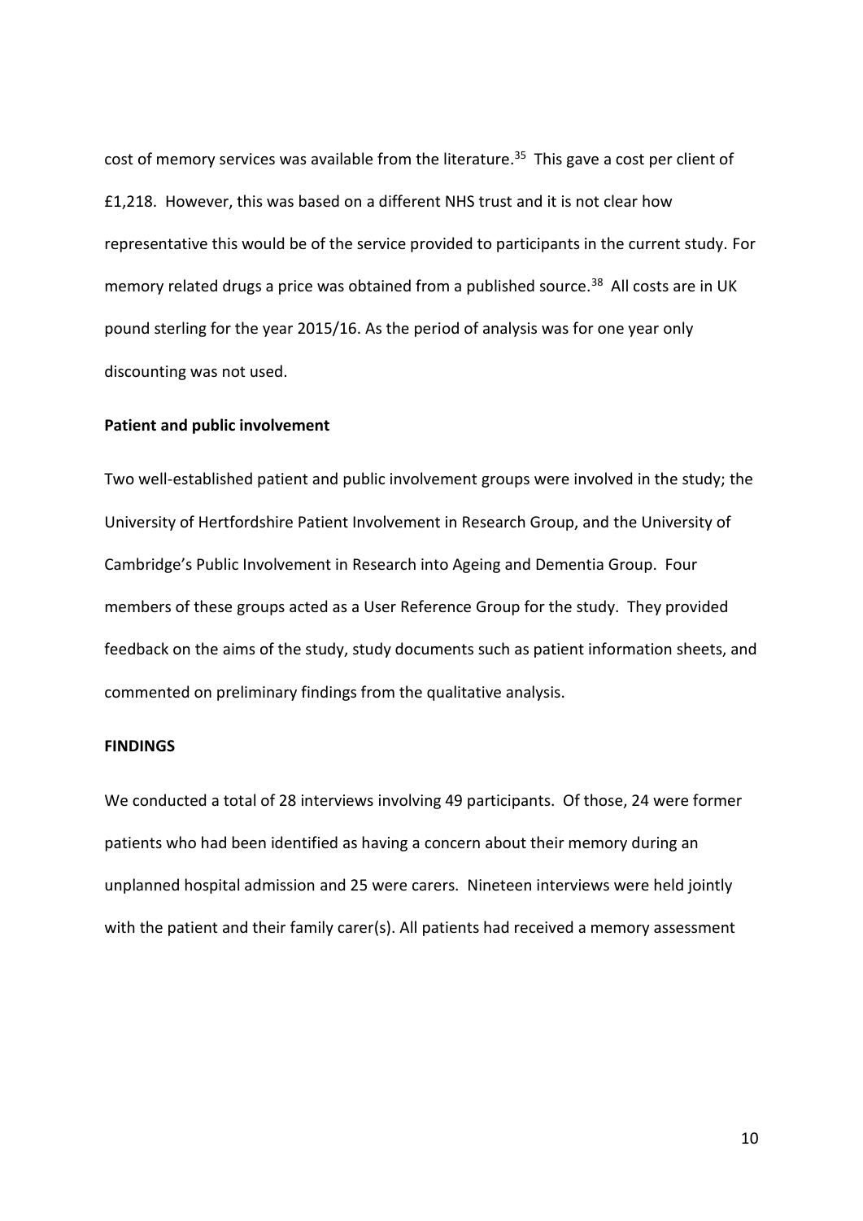cost of memory services was available from the literature.[35] This gave a cost per client of £1,218. However, this was based on a different NHS trust and it is not clear how representative this would be of the service provided to participants in the current study. For memory related drugs a price was obtained from a published source.[38] All costs are in UK pound sterling for the year 2015/16. As the period of analysis was for one year only discounting was not used.

**Patient and public involvement**

Two well-established patient and public involvement groups were involved in the study; the University of Hertfordshire Patient Involvement in Research Group, and the University of Cambridge's Public Involvement in Research into Ageing and Dementia Group. Four members of these groups acted as a User Reference Group for the study. They provided feedback on the aims of the study, study documents such as patient information sheets, and commented on preliminary findings from the qualitative analysis.

**FINDINGS**

We conducted a total of 28 interviews involving 49 participants. Of those, 24 were former patients who had been identified as having a concern about their memory during an unplanned hospital admission and 25 were carers. Nineteen interviews were held jointly with the patient and their family carer(s). All patients had received a memory assessment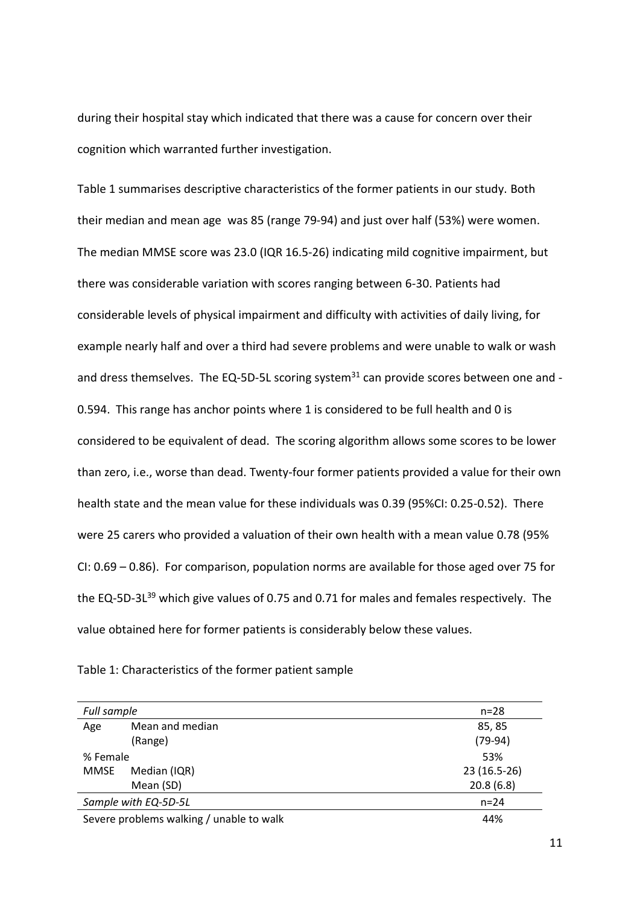during their hospital stay which indicated that there was a cause for concern over their cognition which warranted further investigation.

Table 1 summarises descriptive characteristics of the former patients in our study. Both their median and mean age was 85 (range 79-94) and just over half (53%) were women. The median MMSE score was 23.0 (IQR 16.5-26) indicating mild cognitive impairment, but there was considerable variation with scores ranging between 6-30. Patients had considerable levels of physical impairment and difficulty with activities of daily living, for example nearly half and over a third had severe problems and were unable to walk or wash and dress themselves. The EQ-5D-5L scoring system[31] can provide scores between one and -0.594. This range has anchor points where 1 is considered to be full health and 0 is considered to be equivalent of dead. The scoring algorithm allows some scores to be lower than zero, i.e., worse than dead. Twenty-four former patients provided a value for their own health state and the mean value for these individuals was 0.39 (95%CI: 0.25-0.52). There were 25 carers who provided a valuation of their own health with a mean value 0.78 (95% CI: 0.69 – 0.86). For comparison, population norms are available for those aged over 75 for the EQ-5D-3L[39] which give values of 0.75 and 0.71 for males and females respectively. The value obtained here for former patients is considerably below these values.

Table 1: Characteristics of the former patient sample

| *Full sample* | | n=28 |
|---|---|---|
| Age | Mean and median | 85, 85 |
| | (Range) | (79-94) |
| % Female | | 53% |
| MMSE | Median (IQR) | 23 (16.5-26) |
| | Mean (SD) | 20.8 (6.8) |
| *Sample with EQ-5D-5L* | | n=24 |
| Severe problems walking / unable to walk | | 44% |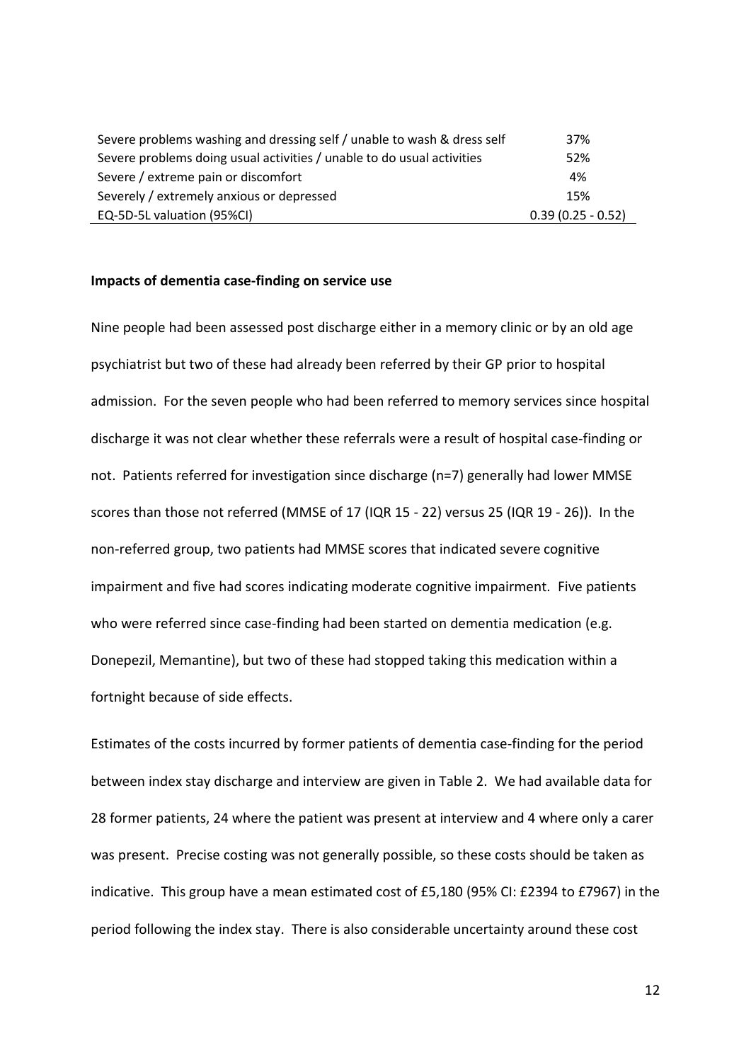| | |
|---|---|
| Severe problems washing and dressing self / unable to wash & dress self | 37% |
| Severe problems doing usual activities / unable to do usual activities | 52% |
| Severe / extreme pain or discomfort | 4% |
| Severely / extremely anxious or depressed | 15% |
| EQ-5D-5L valuation (95%CI) | 0.39 (0.25 - 0.52) |

**Impacts of dementia case-finding on service use**

Nine people had been assessed post discharge either in a memory clinic or by an old age psychiatrist but two of these had already been referred by their GP prior to hospital admission. For the seven people who had been referred to memory services since hospital discharge it was not clear whether these referrals were a result of hospital case-finding or not. Patients referred for investigation since discharge (n=7) generally had lower MMSE scores than those not referred (MMSE of 17 (IQR 15 - 22) versus 25 (IQR 19 - 26)). In the non-referred group, two patients had MMSE scores that indicated severe cognitive impairment and five had scores indicating moderate cognitive impairment. Five patients who were referred since case-finding had been started on dementia medication (e.g. Donepezil, Memantine), but two of these had stopped taking this medication within a fortnight because of side effects.

Estimates of the costs incurred by former patients of dementia case-finding for the period between index stay discharge and interview are given in Table 2. We had available data for 28 former patients, 24 where the patient was present at interview and 4 where only a carer was present. Precise costing was not generally possible, so these costs should be taken as indicative. This group have a mean estimated cost of £5,180 (95% CI: £2394 to £7967) in the period following the index stay. There is also considerable uncertainty around these cost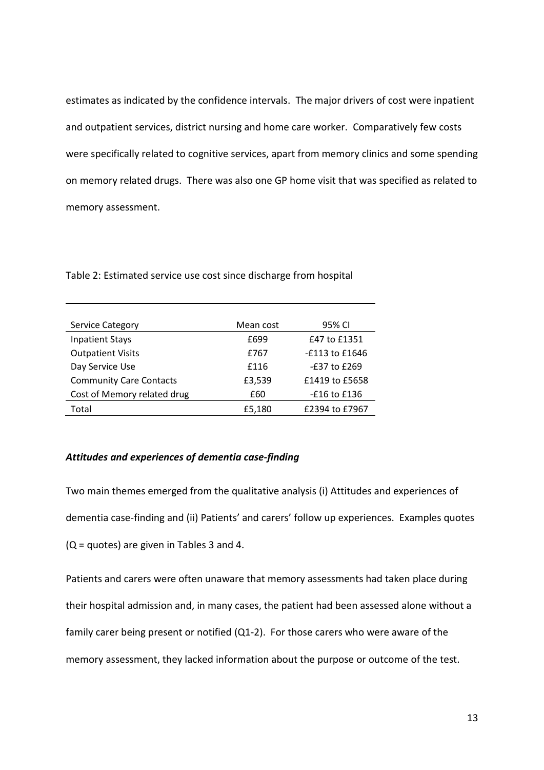estimates as indicated by the confidence intervals. The major drivers of cost were inpatient and outpatient services, district nursing and home care worker. Comparatively few costs were specifically related to cognitive services, apart from memory clinics and some spending on memory related drugs. There was also one GP home visit that was specified as related to memory assessment.

Table 2: Estimated service use cost since discharge from hospital

| Service Category | Mean cost | 95% CI |
|---|---|---|
| Inpatient Stays | £699 | £47 to £1351 |
| Outpatient Visits | £767 | -£113 to £1646 |
| Day Service Use | £116 | -£37 to £269 |
| Community Care Contacts | £3,539 | £1419 to £5658 |
| Cost of Memory related drug | £60 | -£16 to £136 |
| Total | £5,180 | £2394 to £7967 |

### *Attitudes and experiences of dementia case-finding*

Two main themes emerged from the qualitative analysis (i) Attitudes and experiences of dementia case-finding and (ii) Patients' and carers' follow up experiences. Examples quotes (Q = quotes) are given in Tables 3 and 4.

Patients and carers were often unaware that memory assessments had taken place during their hospital admission and, in many cases, the patient had been assessed alone without a family carer being present or notified (Q1-2). For those carers who were aware of the memory assessment, they lacked information about the purpose or outcome of the test.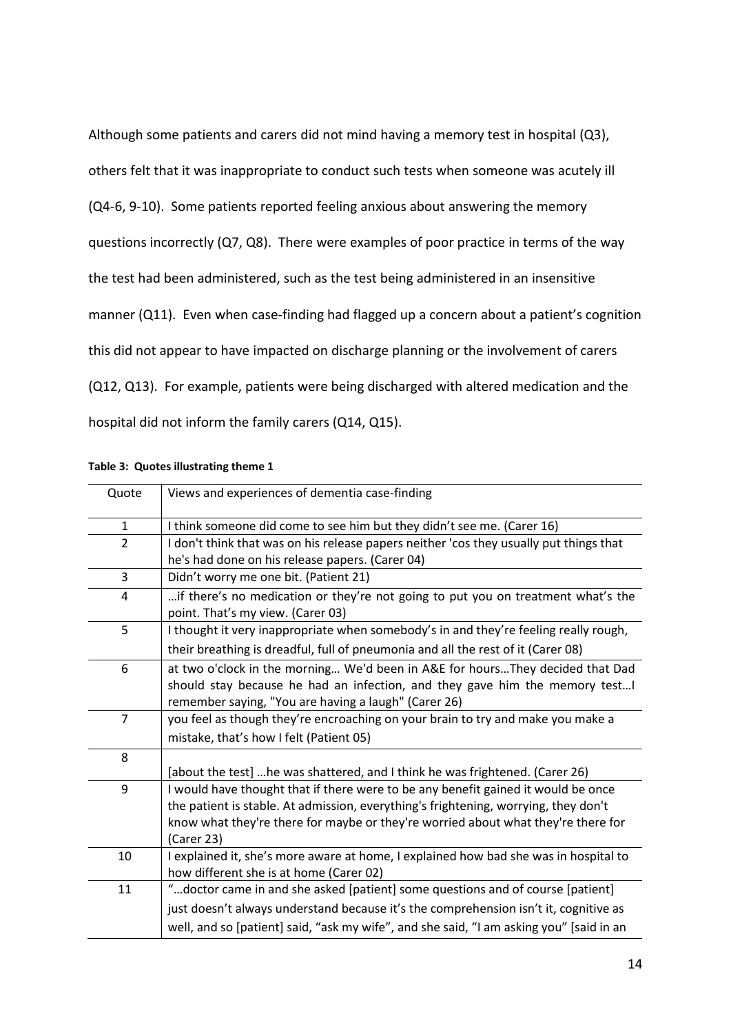Although some patients and carers did not mind having a memory test in hospital (Q3), others felt that it was inappropriate to conduct such tests when someone was acutely ill (Q4-6, 9-10). Some patients reported feeling anxious about answering the memory questions incorrectly (Q7, Q8). There were examples of poor practice in terms of the way the test had been administered, such as the test being administered in an insensitive manner (Q11). Even when case-finding had flagged up a concern about a patient's cognition this did not appear to have impacted on discharge planning or the involvement of carers (Q12, Q13). For example, patients were being discharged with altered medication and the hospital did not inform the family carers (Q14, Q15).

**Table 3: Quotes illustrating theme 1**

| Quote | Views and experiences of dementia case-finding |
|---|---|
| 1 | I think someone did come to see him but they didn't see me. (Carer 16) |
| 2 | I don't think that was on his release papers neither 'cos they usually put things that he's had done on his release papers. (Carer 04) |
| 3 | Didn't worry me one bit. (Patient 21) |
| 4 | …if there's no medication or they're not going to put you on treatment what's the point. That's my view. (Carer 03) |
| 5 | I thought it very inappropriate when somebody's in and they're feeling really rough, their breathing is dreadful, full of pneumonia and all the rest of it (Carer 08) |
| 6 | at two o'clock in the morning… We'd been in A&E for hours…They decided that Dad should stay because he had an infection, and they gave him the memory test…I remember saying, "You are having a laugh" (Carer 26) |
| 7 | you feel as though they're encroaching on your brain to try and make you make a mistake, that's how I felt (Patient 05) |
| 8 | [about the test] …he was shattered, and I think he was frightened. (Carer 26) |
| 9 | I would have thought that if there were to be any benefit gained it would be once the patient is stable. At admission, everything's frightening, worrying, they don't know what they're there for maybe or they're worried about what they're there for (Carer 23) |
| 10 | I explained it, she's more aware at home, I explained how bad she was in hospital to how different she is at home (Carer 02) |
| 11 | "…doctor came in and she asked [patient] some questions and of course [patient] just doesn't always understand because it's the comprehension isn't it, cognitive as well, and so [patient] said, "ask my wife", and she said, "I am asking you" [said in an |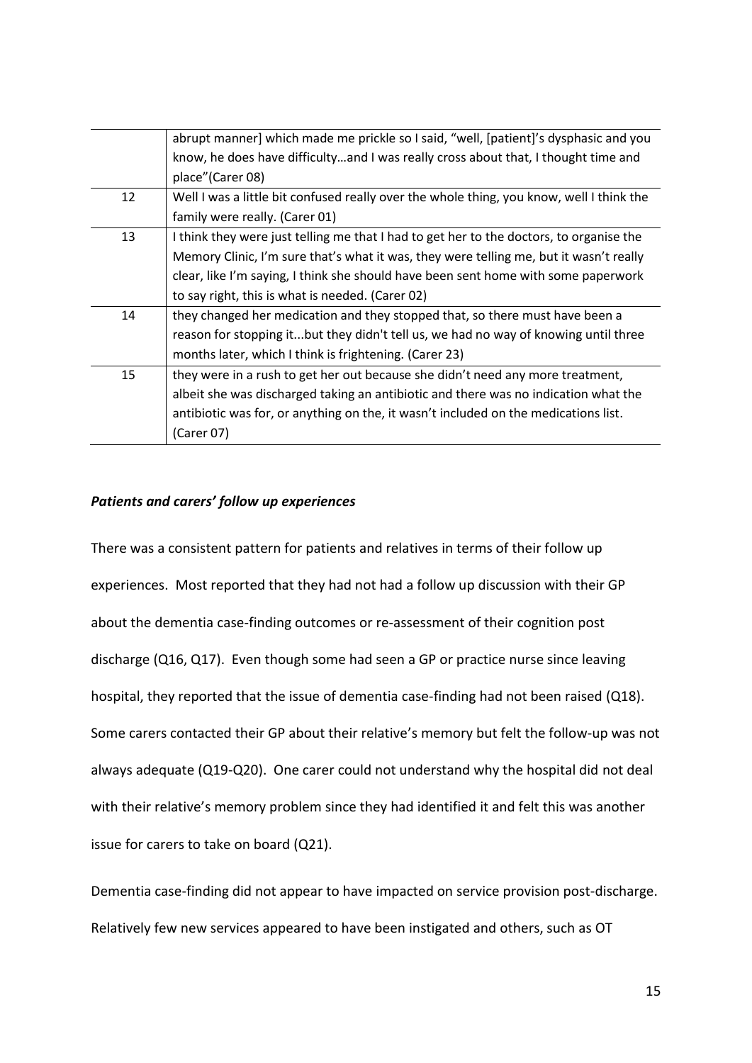| | |
|---|---|
| | abrupt manner] which made me prickle so I said, "well, [patient]'s dysphasic and you know, he does have difficulty…and I was really cross about that, I thought time and place"(Carer 08) |
| 12 | Well I was a little bit confused really over the whole thing, you know, well I think the family were really. (Carer 01) |
| 13 | I think they were just telling me that I had to get her to the doctors, to organise the Memory Clinic, I'm sure that's what it was, they were telling me, but it wasn't really clear, like I'm saying, I think she should have been sent home with some paperwork to say right, this is what is needed. (Carer 02) |
| 14 | they changed her medication and they stopped that, so there must have been a reason for stopping it...but they didn't tell us, we had no way of knowing until three months later, which I think is frightening. (Carer 23) |
| 15 | they were in a rush to get her out because she didn't need any more treatment, albeit she was discharged taking an antibiotic and there was no indication what the antibiotic was for, or anything on the, it wasn't included on the medications list. (Carer 07) |

### *Patients and carers' follow up experiences*

There was a consistent pattern for patients and relatives in terms of their follow up experiences. Most reported that they had not had a follow up discussion with their GP about the dementia case-finding outcomes or re-assessment of their cognition post discharge (Q16, Q17). Even though some had seen a GP or practice nurse since leaving hospital, they reported that the issue of dementia case-finding had not been raised (Q18). Some carers contacted their GP about their relative's memory but felt the follow-up was not always adequate (Q19-Q20). One carer could not understand why the hospital did not deal with their relative's memory problem since they had identified it and felt this was another issue for carers to take on board (Q21).

Dementia case-finding did not appear to have impacted on service provision post-discharge. Relatively few new services appeared to have been instigated and others, such as OT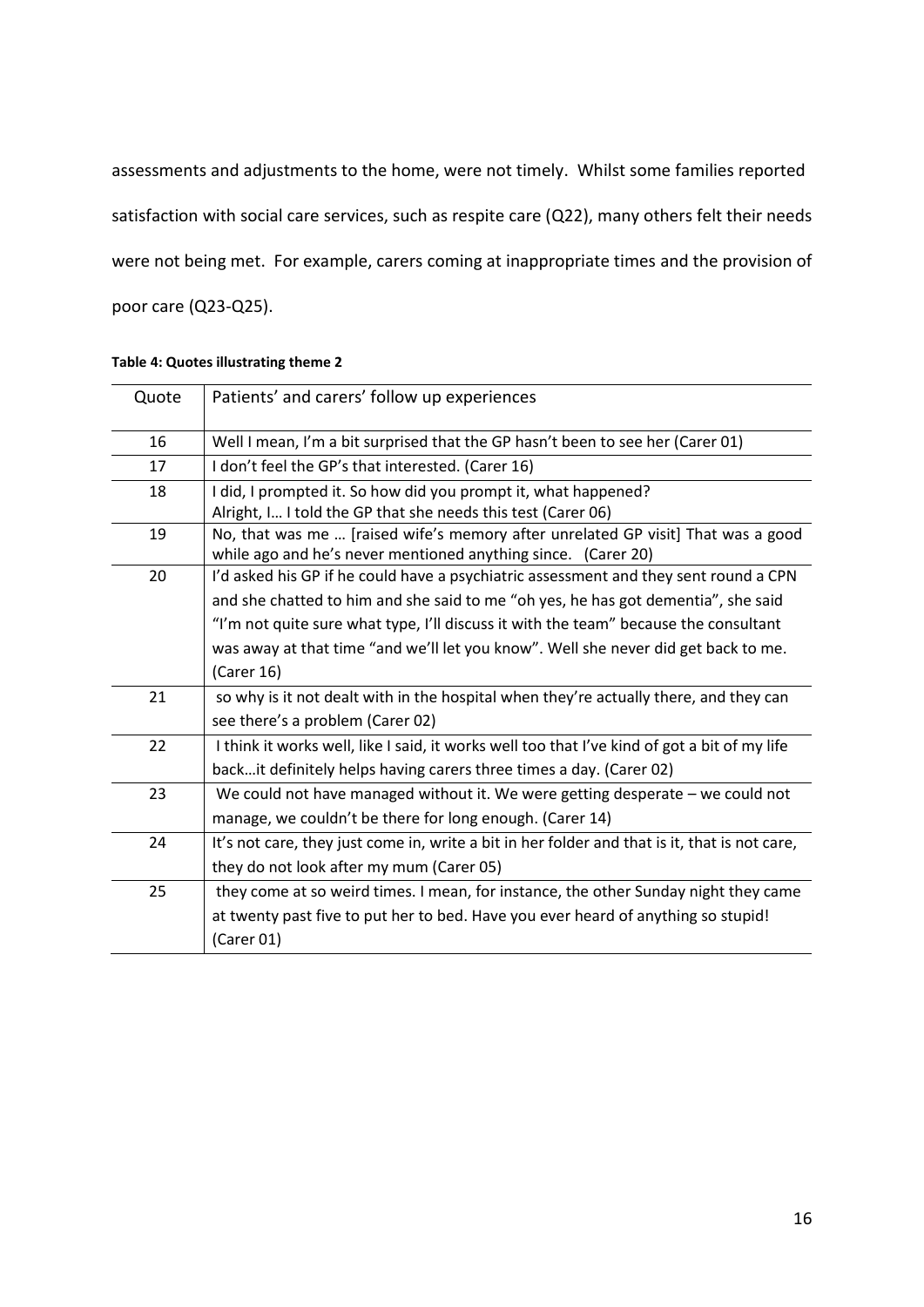assessments and adjustments to the home, were not timely. Whilst some families reported satisfaction with social care services, such as respite care (Q22), many others felt their needs were not being met. For example, carers coming at inappropriate times and the provision of poor care (Q23-Q25).

**Table 4: Quotes illustrating theme 2**

| Quote | Patients' and carers' follow up experiences |
|---|---|
| 16 | Well I mean, I'm a bit surprised that the GP hasn't been to see her (Carer 01) |
| 17 | I don't feel the GP's that interested. (Carer 16) |
| 18 | I did, I prompted it. So how did you prompt it, what happened?<br>Alright, I… I told the GP that she needs this test (Carer 06) |
| 19 | No, that was me … [raised wife's memory after unrelated GP visit] That was a good while ago and he's never mentioned anything since. (Carer 20) |
| 20 | I'd asked his GP if he could have a psychiatric assessment and they sent round a CPN and she chatted to him and she said to me "oh yes, he has got dementia", she said "I'm not quite sure what type, I'll discuss it with the team" because the consultant was away at that time "and we'll let you know". Well she never did get back to me. (Carer 16) |
| 21 | so why is it not dealt with in the hospital when they're actually there, and they can see there's a problem (Carer 02) |
| 22 | I think it works well, like I said, it works well too that I've kind of got a bit of my life back…it definitely helps having carers three times a day. (Carer 02) |
| 23 | We could not have managed without it. We were getting desperate – we could not manage, we couldn't be there for long enough. (Carer 14) |
| 24 | It's not care, they just come in, write a bit in her folder and that is it, that is not care, they do not look after my mum (Carer 05) |
| 25 | they come at so weird times. I mean, for instance, the other Sunday night they came at twenty past five to put her to bed. Have you ever heard of anything so stupid! (Carer 01) |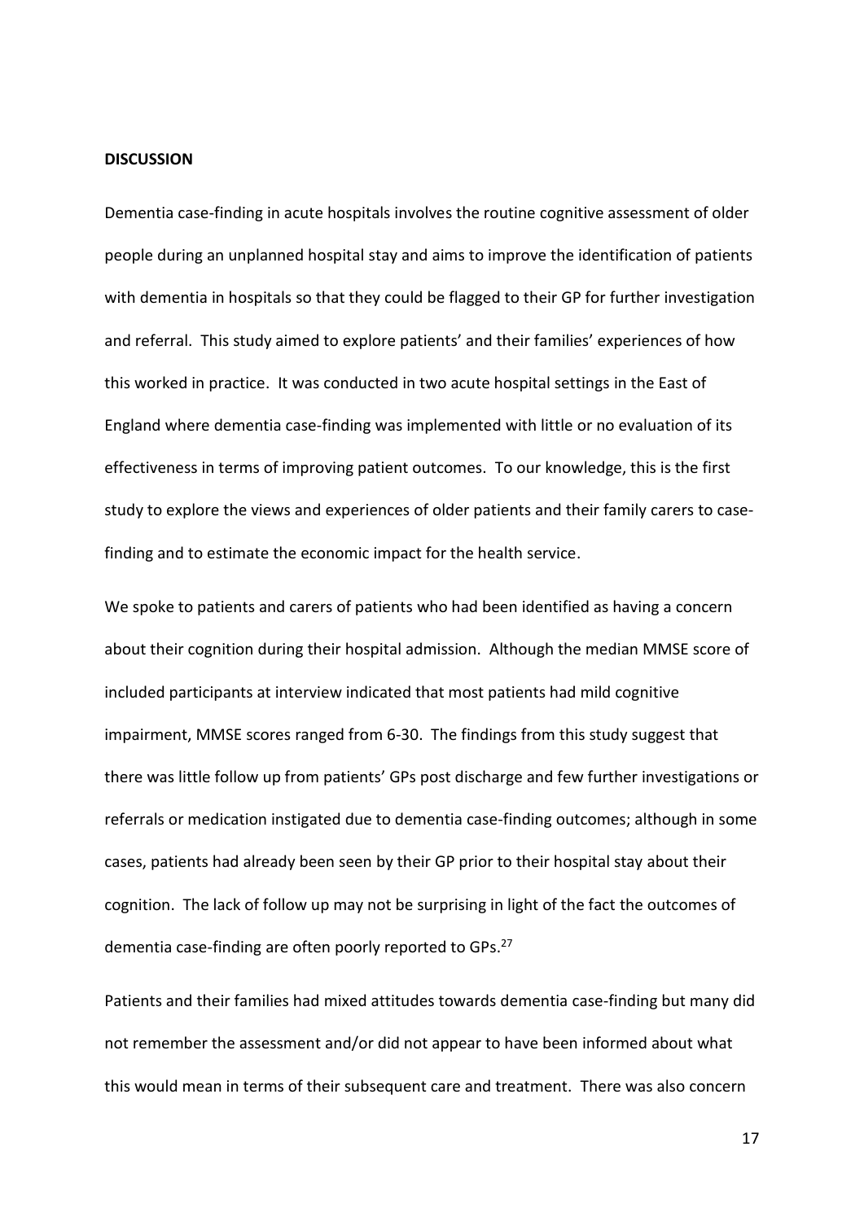## DISCUSSION

Dementia case-finding in acute hospitals involves the routine cognitive assessment of older people during an unplanned hospital stay and aims to improve the identification of patients with dementia in hospitals so that they could be flagged to their GP for further investigation and referral. This study aimed to explore patients' and their families' experiences of how this worked in practice. It was conducted in two acute hospital settings in the East of England where dementia case-finding was implemented with little or no evaluation of its effectiveness in terms of improving patient outcomes. To our knowledge, this is the first study to explore the views and experiences of older patients and their family carers to case-finding and to estimate the economic impact for the health service.

We spoke to patients and carers of patients who had been identified as having a concern about their cognition during their hospital admission. Although the median MMSE score of included participants at interview indicated that most patients had mild cognitive impairment, MMSE scores ranged from 6-30. The findings from this study suggest that there was little follow up from patients' GPs post discharge and few further investigations or referrals or medication instigated due to dementia case-finding outcomes; although in some cases, patients had already been seen by their GP prior to their hospital stay about their cognition. The lack of follow up may not be surprising in light of the fact the outcomes of dementia case-finding are often poorly reported to GPs.[27]

Patients and their families had mixed attitudes towards dementia case-finding but many did not remember the assessment and/or did not appear to have been informed about what this would mean in terms of their subsequent care and treatment. There was also concern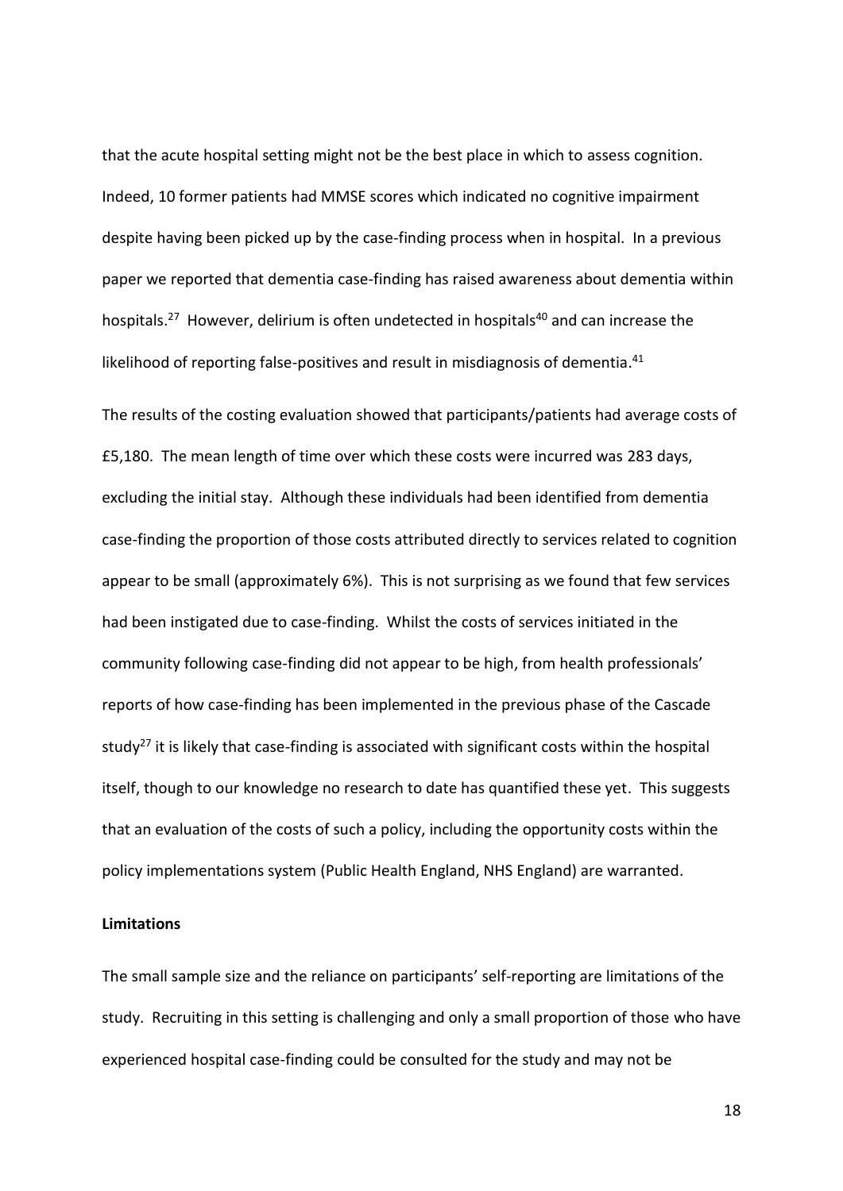that the acute hospital setting might not be the best place in which to assess cognition. Indeed, 10 former patients had MMSE scores which indicated no cognitive impairment despite having been picked up by the case-finding process when in hospital. In a previous paper we reported that dementia case-finding has raised awareness about dementia within hospitals.[27] However, delirium is often undetected in hospitals[40] and can increase the likelihood of reporting false-positives and result in misdiagnosis of dementia.[41]

The results of the costing evaluation showed that participants/patients had average costs of £5,180. The mean length of time over which these costs were incurred was 283 days, excluding the initial stay. Although these individuals had been identified from dementia case-finding the proportion of those costs attributed directly to services related to cognition appear to be small (approximately 6%). This is not surprising as we found that few services had been instigated due to case-finding. Whilst the costs of services initiated in the community following case-finding did not appear to be high, from health professionals' reports of how case-finding has been implemented in the previous phase of the Cascade study[27] it is likely that case-finding is associated with significant costs within the hospital itself, though to our knowledge no research to date has quantified these yet. This suggests that an evaluation of the costs of such a policy, including the opportunity costs within the policy implementations system (Public Health England, NHS England) are warranted.

**Limitations**

The small sample size and the reliance on participants' self-reporting are limitations of the study. Recruiting in this setting is challenging and only a small proportion of those who have experienced hospital case-finding could be consulted for the study and may not be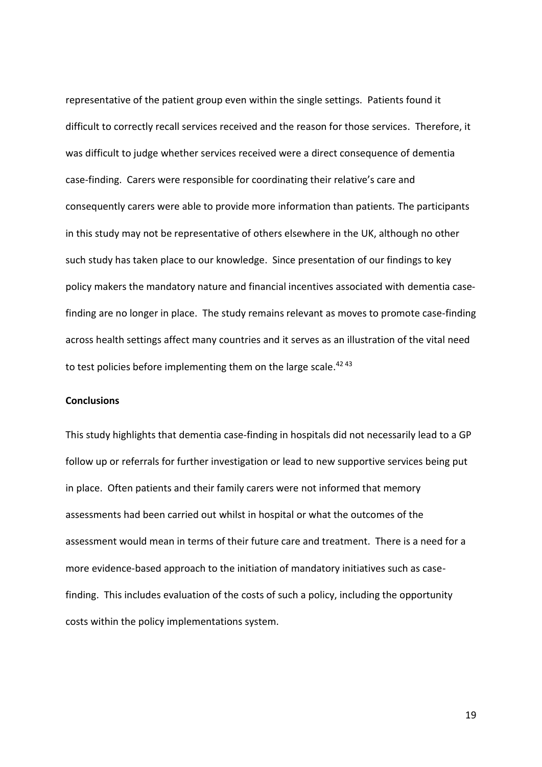representative of the patient group even within the single settings. Patients found it difficult to correctly recall services received and the reason for those services. Therefore, it was difficult to judge whether services received were a direct consequence of dementia case-finding. Carers were responsible for coordinating their relative's care and consequently carers were able to provide more information than patients. The participants in this study may not be representative of others elsewhere in the UK, although no other such study has taken place to our knowledge. Since presentation of our findings to key policy makers the mandatory nature and financial incentives associated with dementia case-finding are no longer in place. The study remains relevant as moves to promote case-finding across health settings affect many countries and it serves as an illustration of the vital need to test policies before implementing them on the large scale.[42 43]

**Conclusions**

This study highlights that dementia case-finding in hospitals did not necessarily lead to a GP follow up or referrals for further investigation or lead to new supportive services being put in place. Often patients and their family carers were not informed that memory assessments had been carried out whilst in hospital or what the outcomes of the assessment would mean in terms of their future care and treatment. There is a need for a more evidence-based approach to the initiation of mandatory initiatives such as case-finding. This includes evaluation of the costs of such a policy, including the opportunity costs within the policy implementations system.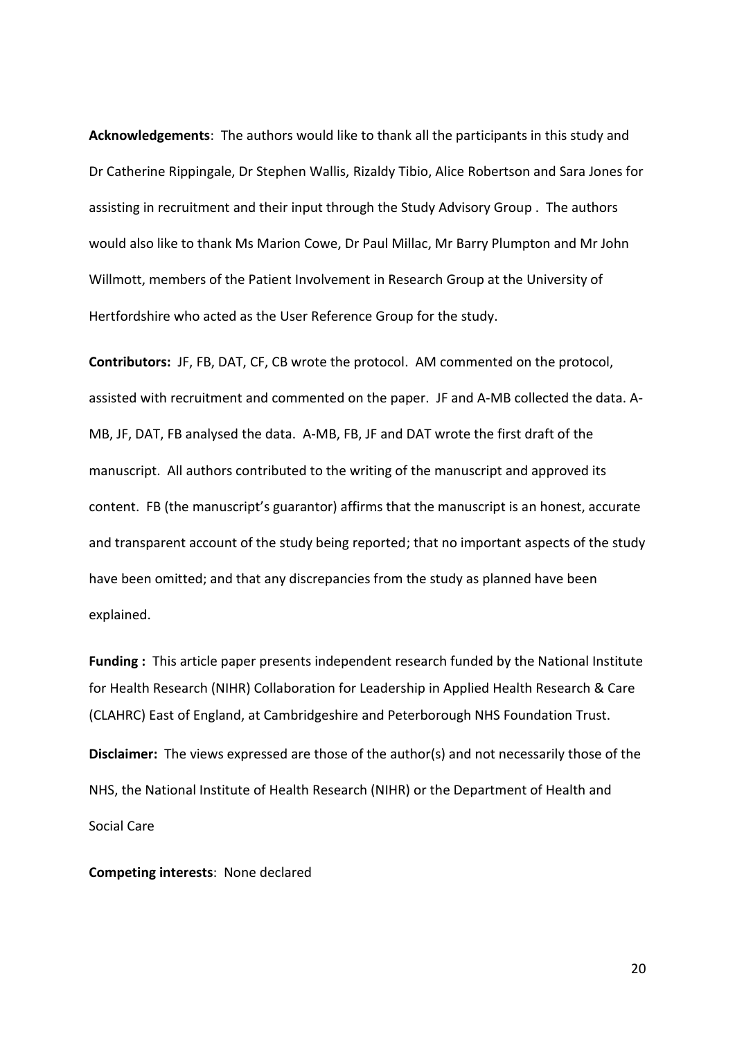**Acknowledgements**: The authors would like to thank all the participants in this study and Dr Catherine Rippingale, Dr Stephen Wallis, Rizaldy Tibio, Alice Robertson and Sara Jones for assisting in recruitment and their input through the Study Advisory Group . The authors would also like to thank Ms Marion Cowe, Dr Paul Millac, Mr Barry Plumpton and Mr John Willmott, members of the Patient Involvement in Research Group at the University of Hertfordshire who acted as the User Reference Group for the study.

**Contributors:** JF, FB, DAT, CF, CB wrote the protocol. AM commented on the protocol, assisted with recruitment and commented on the paper. JF and A-MB collected the data. A-MB, JF, DAT, FB analysed the data. A-MB, FB, JF and DAT wrote the first draft of the manuscript. All authors contributed to the writing of the manuscript and approved its content. FB (the manuscript's guarantor) affirms that the manuscript is an honest, accurate and transparent account of the study being reported; that no important aspects of the study have been omitted; and that any discrepancies from the study as planned have been explained.

**Funding :** This article paper presents independent research funded by the National Institute for Health Research (NIHR) Collaboration for Leadership in Applied Health Research & Care (CLAHRC) East of England, at Cambridgeshire and Peterborough NHS Foundation Trust.

**Disclaimer:** The views expressed are those of the author(s) and not necessarily those of the NHS, the National Institute of Health Research (NIHR) or the Department of Health and Social Care

**Competing interests**: None declared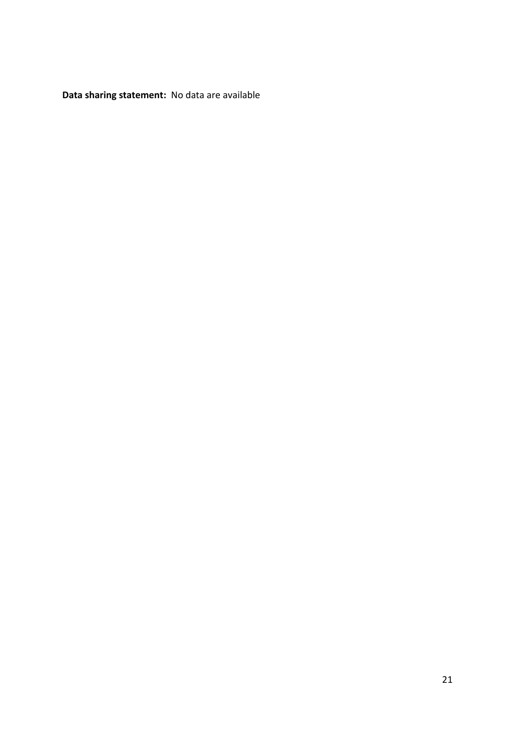**Data sharing statement:** No data are available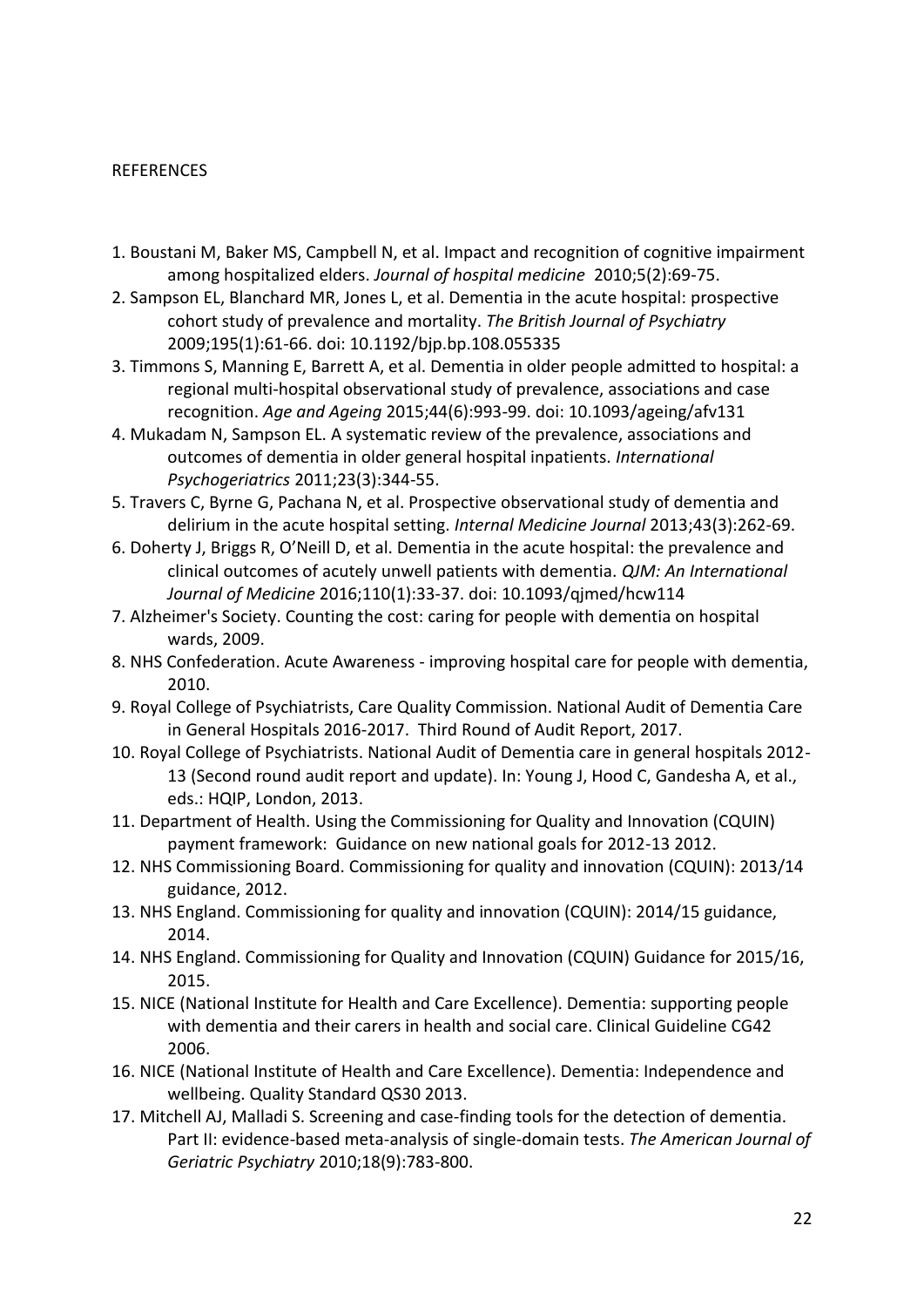REFERENCES

1. Boustani M, Baker MS, Campbell N, et al. Impact and recognition of cognitive impairment among hospitalized elders. *Journal of hospital medicine* 2010;5(2):69-75.
2. Sampson EL, Blanchard MR, Jones L, et al. Dementia in the acute hospital: prospective cohort study of prevalence and mortality. *The British Journal of Psychiatry* 2009;195(1):61-66. doi: 10.1192/bjp.bp.108.055335
3. Timmons S, Manning E, Barrett A, et al. Dementia in older people admitted to hospital: a regional multi-hospital observational study of prevalence, associations and case recognition. *Age and Ageing* 2015;44(6):993-99. doi: 10.1093/ageing/afv131
4. Mukadam N, Sampson EL. A systematic review of the prevalence, associations and outcomes of dementia in older general hospital inpatients. *International Psychogeriatrics* 2011;23(3):344-55.
5. Travers C, Byrne G, Pachana N, et al. Prospective observational study of dementia and delirium in the acute hospital setting. *Internal Medicine Journal* 2013;43(3):262-69.
6. Doherty J, Briggs R, O'Neill D, et al. Dementia in the acute hospital: the prevalence and clinical outcomes of acutely unwell patients with dementia. *QJM: An International Journal of Medicine* 2016;110(1):33-37. doi: 10.1093/qjmed/hcw114
7. Alzheimer's Society. Counting the cost: caring for people with dementia on hospital wards, 2009.
8. NHS Confederation. Acute Awareness - improving hospital care for people with dementia, 2010.
9. Royal College of Psychiatrists, Care Quality Commission. National Audit of Dementia Care in General Hospitals 2016-2017. Third Round of Audit Report, 2017.
10. Royal College of Psychiatrists. National Audit of Dementia care in general hospitals 2012-13 (Second round audit report and update). In: Young J, Hood C, Gandesha A, et al., eds.: HQIP, London, 2013.
11. Department of Health. Using the Commissioning for Quality and Innovation (CQUIN) payment framework: Guidance on new national goals for 2012-13 2012.
12. NHS Commissioning Board. Commissioning for quality and innovation (CQUIN): 2013/14 guidance, 2012.
13. NHS England. Commissioning for quality and innovation (CQUIN): 2014/15 guidance, 2014.
14. NHS England. Commissioning for Quality and Innovation (CQUIN) Guidance for 2015/16, 2015.
15. NICE (National Institute for Health and Care Excellence). Dementia: supporting people with dementia and their carers in health and social care. Clinical Guideline CG42 2006.
16. NICE (National Institute of Health and Care Excellence). Dementia: Independence and wellbeing. Quality Standard QS30 2013.
17. Mitchell AJ, Malladi S. Screening and case-finding tools for the detection of dementia. Part II: evidence-based meta-analysis of single-domain tests. *The American Journal of Geriatric Psychiatry* 2010;18(9):783-800.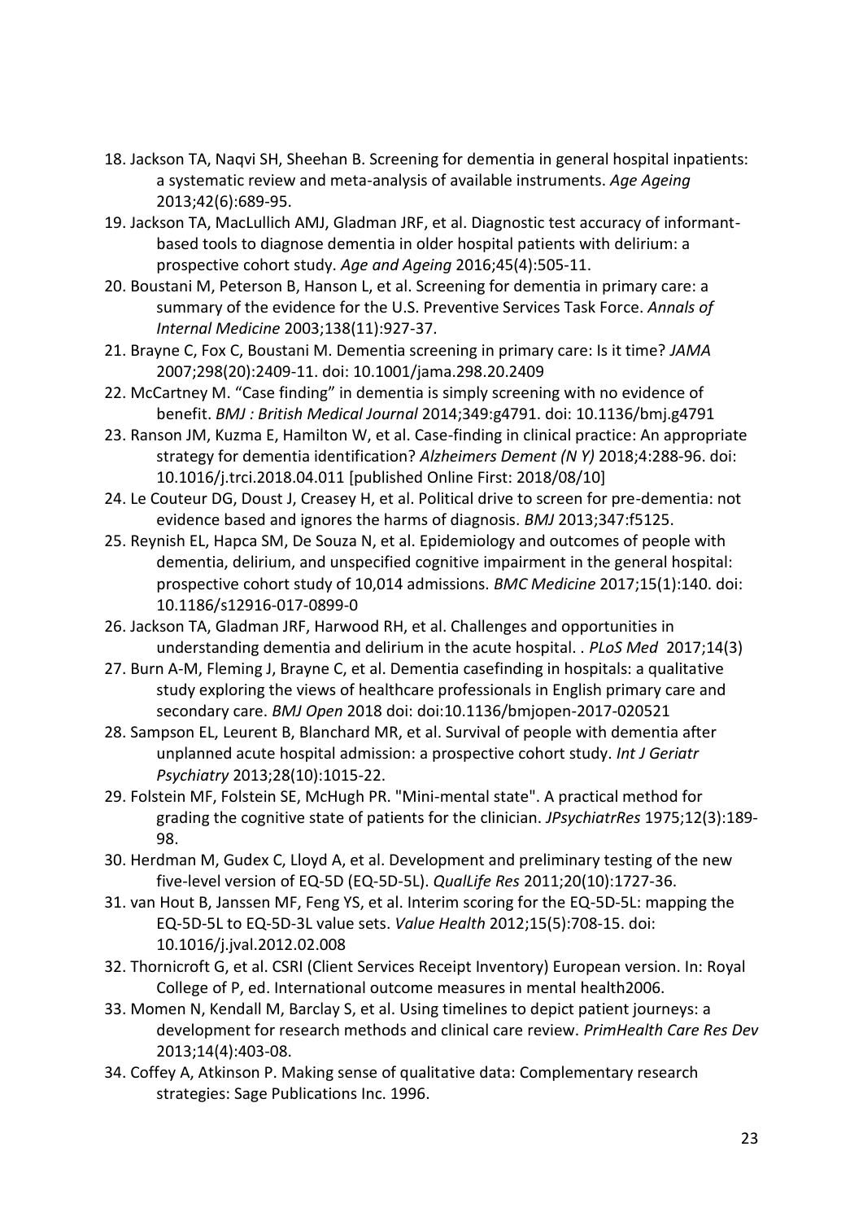18. Jackson TA, Naqvi SH, Sheehan B. Screening for dementia in general hospital inpatients: a systematic review and meta-analysis of available instruments. *Age Ageing* 2013;42(6):689-95.
19. Jackson TA, MacLullich AMJ, Gladman JRF, et al. Diagnostic test accuracy of informant-based tools to diagnose dementia in older hospital patients with delirium: a prospective cohort study. *Age and Ageing* 2016;45(4):505-11.
20. Boustani M, Peterson B, Hanson L, et al. Screening for dementia in primary care: a summary of the evidence for the U.S. Preventive Services Task Force. *Annals of Internal Medicine* 2003;138(11):927-37.
21. Brayne C, Fox C, Boustani M. Dementia screening in primary care: Is it time? *JAMA* 2007;298(20):2409-11. doi: 10.1001/jama.298.20.2409
22. McCartney M. "Case finding" in dementia is simply screening with no evidence of benefit. *BMJ : British Medical Journal* 2014;349:g4791. doi: 10.1136/bmj.g4791
23. Ranson JM, Kuzma E, Hamilton W, et al. Case-finding in clinical practice: An appropriate strategy for dementia identification? *Alzheimers Dement (N Y)* 2018;4:288-96. doi: 10.1016/j.trci.2018.04.011 [published Online First: 2018/08/10]
24. Le Couteur DG, Doust J, Creasey H, et al. Political drive to screen for pre-dementia: not evidence based and ignores the harms of diagnosis. *BMJ* 2013;347:f5125.
25. Reynish EL, Hapca SM, De Souza N, et al. Epidemiology and outcomes of people with dementia, delirium, and unspecified cognitive impairment in the general hospital: prospective cohort study of 10,014 admissions. *BMC Medicine* 2017;15(1):140. doi: 10.1186/s12916-017-0899-0
26. Jackson TA, Gladman JRF, Harwood RH, et al. Challenges and opportunities in understanding dementia and delirium in the acute hospital. . *PLoS Med* 2017;14(3)
27. Burn A-M, Fleming J, Brayne C, et al. Dementia casefinding in hospitals: a qualitative study exploring the views of healthcare professionals in English primary care and secondary care. *BMJ Open* 2018 doi: doi:10.1136/bmjopen-2017-020521
28. Sampson EL, Leurent B, Blanchard MR, et al. Survival of people with dementia after unplanned acute hospital admission: a prospective cohort study. *Int J Geriatr Psychiatry* 2013;28(10):1015-22.
29. Folstein MF, Folstein SE, McHugh PR. "Mini-mental state". A practical method for grading the cognitive state of patients for the clinician. *JPsychiatrRes* 1975;12(3):189-98.
30. Herdman M, Gudex C, Lloyd A, et al. Development and preliminary testing of the new five-level version of EQ-5D (EQ-5D-5L). *QualLife Res* 2011;20(10):1727-36.
31. van Hout B, Janssen MF, Feng YS, et al. Interim scoring for the EQ-5D-5L: mapping the EQ-5D-5L to EQ-5D-3L value sets. *Value Health* 2012;15(5):708-15. doi: 10.1016/j.jval.2012.02.008
32. Thornicroft G, et al. CSRI (Client Services Receipt Inventory) European version. In: Royal College of P, ed. International outcome measures in mental health2006.
33. Momen N, Kendall M, Barclay S, et al. Using timelines to depict patient journeys: a development for research methods and clinical care review. *PrimHealth Care Res Dev* 2013;14(4):403-08.
34. Coffey A, Atkinson P. Making sense of qualitative data: Complementary research strategies: Sage Publications Inc. 1996.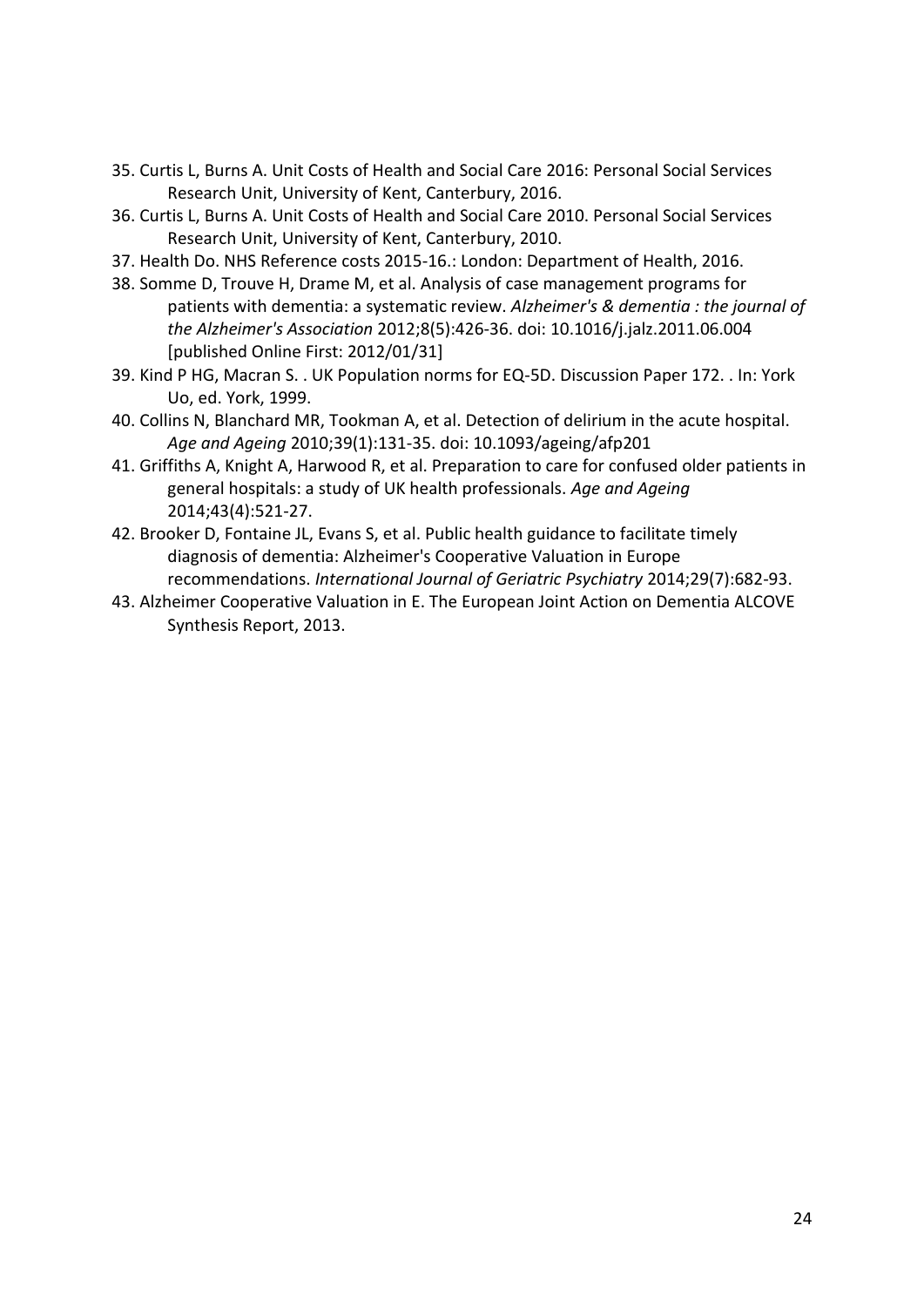35. Curtis L, Burns A. Unit Costs of Health and Social Care 2016: Personal Social Services Research Unit, University of Kent, Canterbury, 2016.
36. Curtis L, Burns A. Unit Costs of Health and Social Care 2010. Personal Social Services Research Unit, University of Kent, Canterbury, 2010.
37. Health Do. NHS Reference costs 2015-16.: London: Department of Health, 2016.
38. Somme D, Trouve H, Drame M, et al. Analysis of case management programs for patients with dementia: a systematic review. *Alzheimer's & dementia : the journal of the Alzheimer's Association* 2012;8(5):426-36. doi: 10.1016/j.jalz.2011.06.004 [published Online First: 2012/01/31]
39. Kind P HG, Macran S. . UK Population norms for EQ-5D. Discussion Paper 172. . In: York Uo, ed. York, 1999.
40. Collins N, Blanchard MR, Tookman A, et al. Detection of delirium in the acute hospital. *Age and Ageing* 2010;39(1):131-35. doi: 10.1093/ageing/afp201
41. Griffiths A, Knight A, Harwood R, et al. Preparation to care for confused older patients in general hospitals: a study of UK health professionals. *Age and Ageing* 2014;43(4):521-27.
42. Brooker D, Fontaine JL, Evans S, et al. Public health guidance to facilitate timely diagnosis of dementia: Alzheimer's Cooperative Valuation in Europe recommendations. *International Journal of Geriatric Psychiatry* 2014;29(7):682-93.
43. Alzheimer Cooperative Valuation in E. The European Joint Action on Dementia ALCOVE Synthesis Report, 2013.